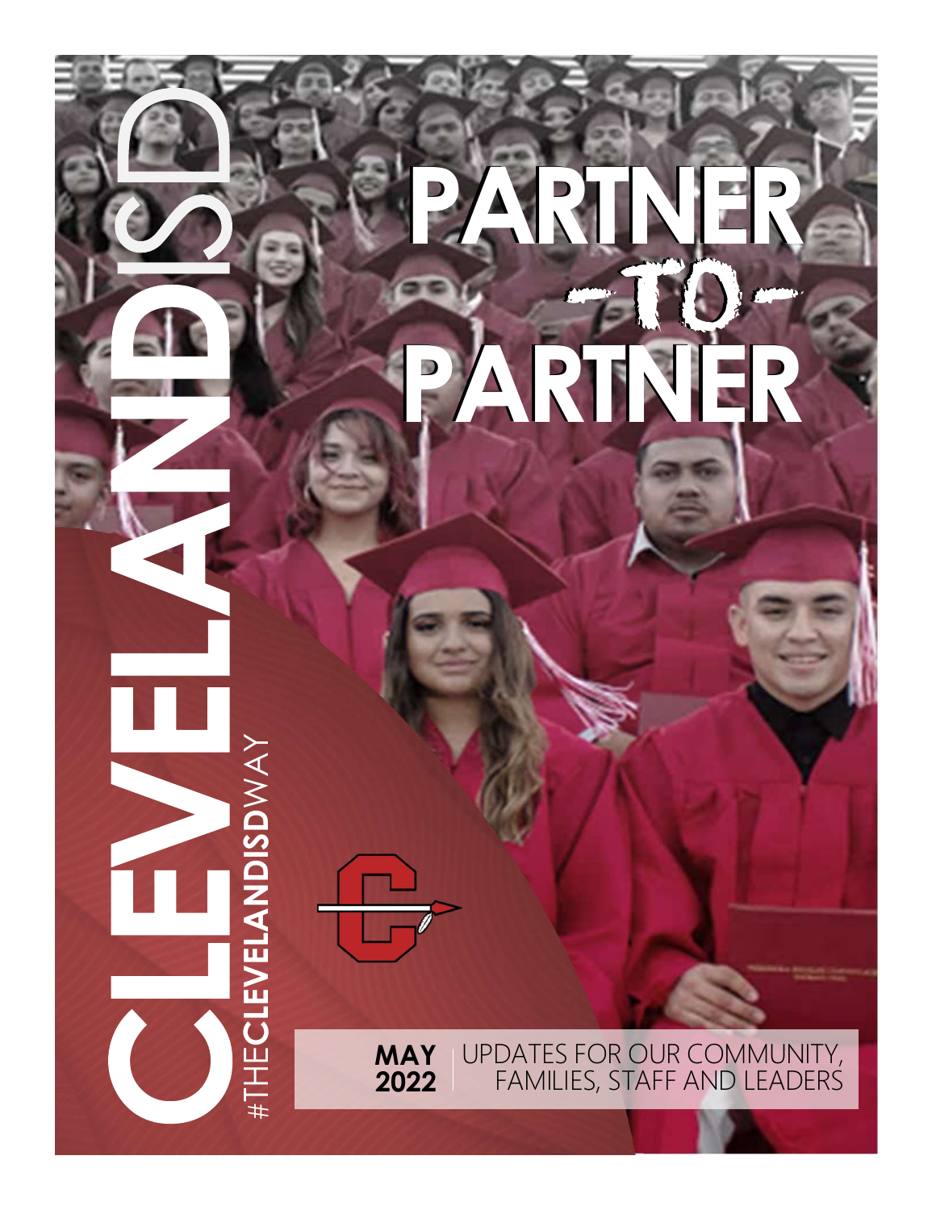# PARTNER -TO- PARTNER

CLEVELANDISD

#THECLEVELANDISDWAY

**MAY 2022** | UPDATES FOR OUR COMMUNITY, FAMILIES, STAFF AND LEADERS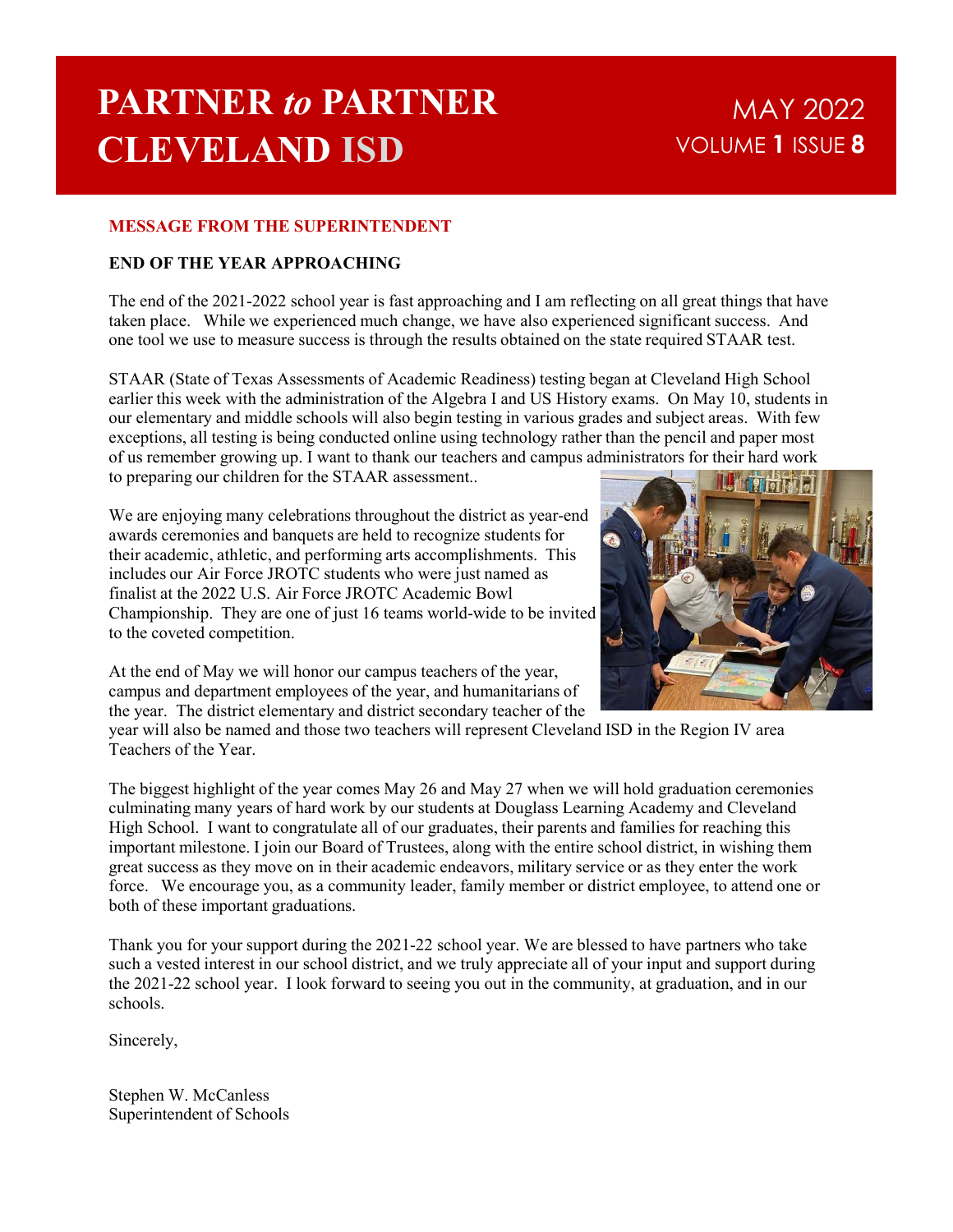# PARTNER *to* PARTNER CLEVELAND ISD

MAY 2022
VOLUME **1** ISSUE **8**

## MESSAGE FROM THE SUPERINTENDENT

### END OF THE YEAR APPROACHING

The end of the 2021-2022 school year is fast approaching and I am reflecting on all great things that have taken place. While we experienced much change, we have also experienced significant success. And one tool we use to measure success is through the results obtained on the state required STAAR test.

STAAR (State of Texas Assessments of Academic Readiness) testing began at Cleveland High School earlier this week with the administration of the Algebra I and US History exams. On May 10, students in our elementary and middle schools will also begin testing in various grades and subject areas. With few exceptions, all testing is being conducted online using technology rather than the pencil and paper most of us remember growing up. I want to thank our teachers and campus administrators for their hard work to preparing our children for the STAAR assessment..

We are enjoying many celebrations throughout the district as year-end awards ceremonies and banquets are held to recognize students for their academic, athletic, and performing arts accomplishments. This includes our Air Force JROTC students who were just named as finalist at the 2022 U.S. Air Force JROTC Academic Bowl Championship. They are one of just 16 teams world-wide to be invited to the coveted competition.

At the end of May we will honor our campus teachers of the year, campus and department employees of the year, and humanitarians of the year. The district elementary and district secondary teacher of the year will also be named and those two teachers will represent Cleveland ISD in the Region IV area Teachers of the Year.

The biggest highlight of the year comes May 26 and May 27 when we will hold graduation ceremonies culminating many years of hard work by our students at Douglass Learning Academy and Cleveland High School. I want to congratulate all of our graduates, their parents and families for reaching this important milestone. I join our Board of Trustees, along with the entire school district, in wishing them great success as they move on in their academic endeavors, military service or as they enter the work force. We encourage you, as a community leader, family member or district employee, to attend one or both of these important graduations.

Thank you for your support during the 2021-22 school year. We are blessed to have partners who take such a vested interest in our school district, and we truly appreciate all of your input and support during the 2021-22 school year. I look forward to seeing you out in the community, at graduation, and in our schools.

Sincerely,

Stephen W. McCanless
Superintendent of Schools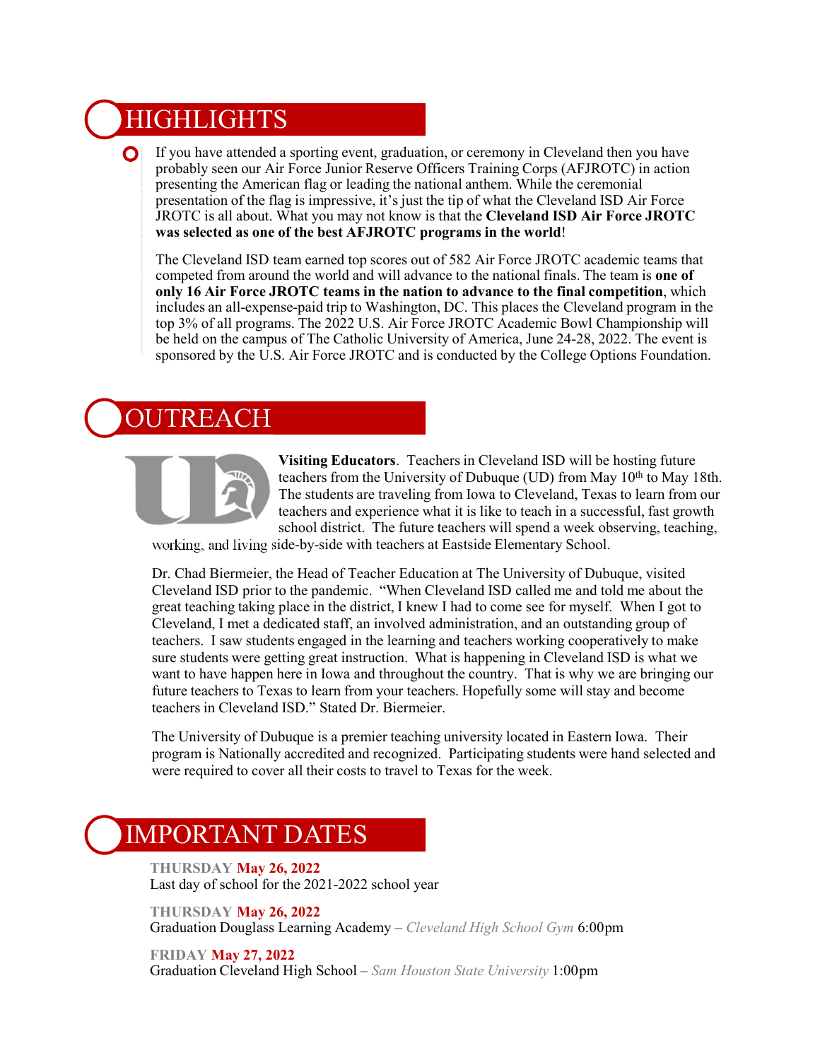# HIGHLIGHTS

If you have attended a sporting event, graduation, or ceremony in Cleveland then you have probably seen our Air Force Junior Reserve Officers Training Corps (AFJROTC) in action presenting the American flag or leading the national anthem. While the ceremonial presentation of the flag is impressive, it's just the tip of what the Cleveland ISD Air Force JROTC is all about. What you may not know is that the **Cleveland ISD Air Force JROTC was selected as one of the best AFJROTC programs in the world**!

The Cleveland ISD team earned top scores out of 582 Air Force JROTC academic teams that competed from around the world and will advance to the national finals. The team is **one of only 16 Air Force JROTC teams in the nation to advance to the final competition**, which includes an all-expense-paid trip to Washington, DC. This places the Cleveland program in the top 3% of all programs. The 2022 U.S. Air Force JROTC Academic Bowl Championship will be held on the campus of The Catholic University of America, June 24-28, 2022. The event is sponsored by the U.S. Air Force JROTC and is conducted by the College Options Foundation.

# OUTREACH

**Visiting Educators**. Teachers in Cleveland ISD will be hosting future teachers from the University of Dubuque (UD) from May 10th to May 18th. The students are traveling from Iowa to Cleveland, Texas to learn from our teachers and experience what it is like to teach in a successful, fast growth school district. The future teachers will spend a week observing, teaching, working, and living side-by-side with teachers at Eastside Elementary School.

Dr. Chad Biermeier, the Head of Teacher Education at The University of Dubuque, visited Cleveland ISD prior to the pandemic. "When Cleveland ISD called me and told me about the great teaching taking place in the district, I knew I had to come see for myself. When I got to Cleveland, I met a dedicated staff, an involved administration, and an outstanding group of teachers. I saw students engaged in the learning and teachers working cooperatively to make sure students were getting great instruction. What is happening in Cleveland ISD is what we want to have happen here in Iowa and throughout the country. That is why we are bringing our future teachers to Texas to learn from your teachers. Hopefully some will stay and become teachers in Cleveland ISD." Stated Dr. Biermeier.

The University of Dubuque is a premier teaching university located in Eastern Iowa. Their program is Nationally accredited and recognized. Participating students were hand selected and were required to cover all their costs to travel to Texas for the week.

# IMPORTANT DATES

**THURSDAY May 26, 2022**
Last day of school for the 2021-2022 school year

**THURSDAY May 26, 2022**
Graduation Douglass Learning Academy – *Cleveland High School Gym* 6:00pm

**FRIDAY May 27, 2022**
Graduation Cleveland High School – *Sam Houston State University* 1:00pm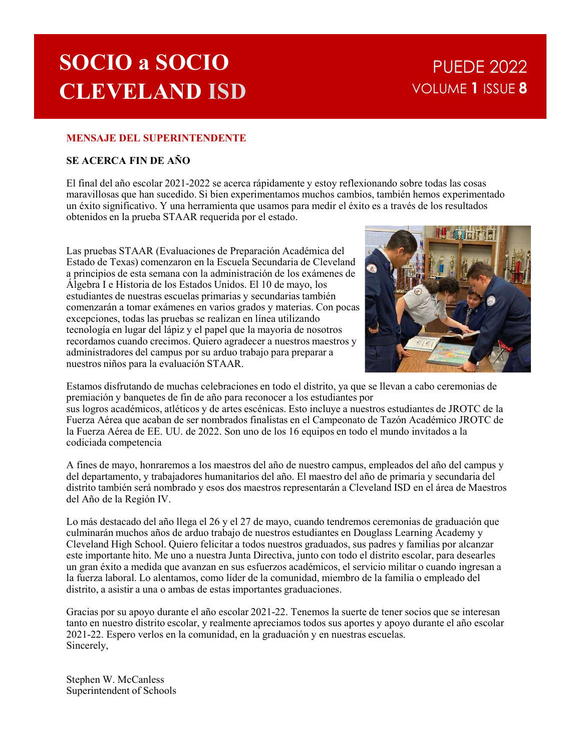# SOCIO a SOCIO CLEVELAND ISD

PUEDE 2022
VOLUME **1** ISSUE **8**

## MENSAJE DEL SUPERINTENDENTE

### SE ACERCA FIN DE AÑO

El final del año escolar 2021-2022 se acerca rápidamente y estoy reflexionando sobre todas las cosas maravillosas que han sucedido. Si bien experimentamos muchos cambios, también hemos experimentado un éxito significativo. Y una herramienta que usamos para medir el éxito es a través de los resultados obtenidos en la prueba STAAR requerida por el estado.

Las pruebas STAAR (Evaluaciones de Preparación Académica del Estado de Texas) comenzaron en la Escuela Secundaria de Cleveland a principios de esta semana con la administración de los exámenes de Álgebra I e Historia de los Estados Unidos. El 10 de mayo, los estudiantes de nuestras escuelas primarias y secundarias también comenzarán a tomar exámenes en varios grados y materias. Con pocas excepciones, todas las pruebas se realizan en línea utilizando tecnología en lugar del lápiz y el papel que la mayoría de nosotros recordamos cuando crecimos. Quiero agradecer a nuestros maestros y administradores del campus por su arduo trabajo para preparar a nuestros niños para la evaluación STAAR.

Estamos disfrutando de muchas celebraciones en todo el distrito, ya que se llevan a cabo ceremonias de premiación y banquetes de fin de año para reconocer a los estudiantes por sus logros académicos, atléticos y de artes escénicas. Esto incluye a nuestros estudiantes de JROTC de la Fuerza Aérea que acaban de ser nombrados finalistas en el Campeonato de Tazón Académico JROTC de la Fuerza Aérea de EE. UU. de 2022. Son uno de los 16 equipos en todo el mundo invitados a la codiciada competencia

A fines de mayo, honraremos a los maestros del año de nuestro campus, empleados del año del campus y del departamento, y trabajadores humanitarios del año. El maestro del año de primaria y secundaria del distrito también será nombrado y esos dos maestros representarán a Cleveland ISD en el área de Maestros del Año de la Región IV.

Lo más destacado del año llega el 26 y el 27 de mayo, cuando tendremos ceremonias de graduación que culminarán muchos años de arduo trabajo de nuestros estudiantes en Douglass Learning Academy y Cleveland High School. Quiero felicitar a todos nuestros graduados, sus padres y familias por alcanzar este importante hito. Me uno a nuestra Junta Directiva, junto con todo el distrito escolar, para desearles un gran éxito a medida que avanzan en sus esfuerzos académicos, el servicio militar o cuando ingresan a la fuerza laboral. Lo alentamos, como líder de la comunidad, miembro de la familia o empleado del distrito, a asistir a una o ambas de estas importantes graduaciones.

Gracias por su apoyo durante el año escolar 2021-22. Tenemos la suerte de tener socios que se interesan tanto en nuestro distrito escolar, y realmente apreciamos todos sus aportes y apoyo durante el año escolar 2021-22. Espero verlos en la comunidad, en la graduación y en nuestras escuelas.
Sincerely,

Stephen W. McCanless
Superintendent of Schools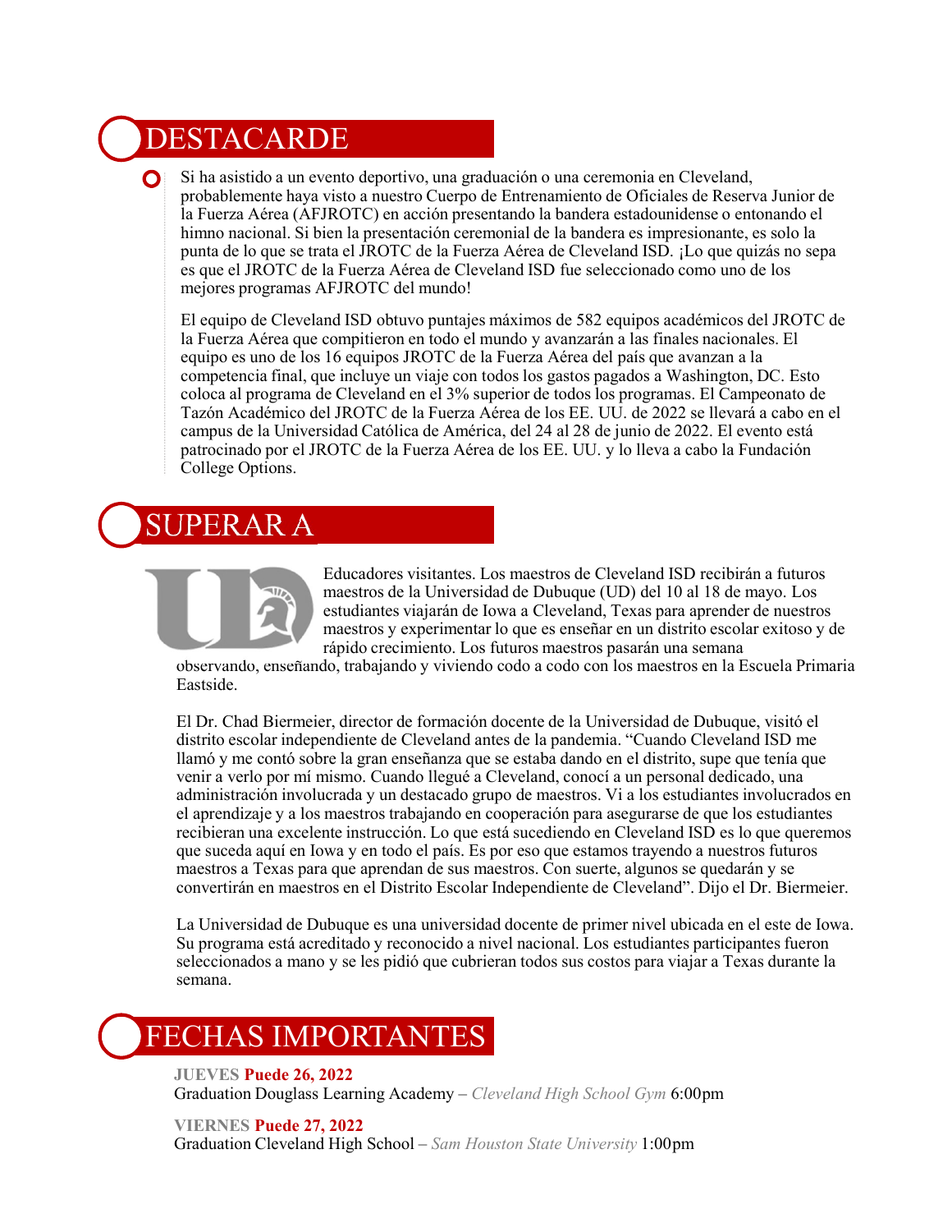## DESTACARDE

Si ha asistido a un evento deportivo, una graduación o una ceremonia en Cleveland, probablemente haya visto a nuestro Cuerpo de Entrenamiento de Oficiales de Reserva Junior de la Fuerza Aérea (AFJROTC) en acción presentando la bandera estadounidense o entonando el himno nacional. Si bien la presentación ceremonial de la bandera es impresionante, es solo la punta de lo que se trata el JROTC de la Fuerza Aérea de Cleveland ISD. ¡Lo que quizás no sepa es que el JROTC de la Fuerza Aérea de Cleveland ISD fue seleccionado como uno de los mejores programas AFJROTC del mundo!

El equipo de Cleveland ISD obtuvo puntajes máximos de 582 equipos académicos del JROTC de la Fuerza Aérea que compitieron en todo el mundo y avanzarán a las finales nacionales. El equipo es uno de los 16 equipos JROTC de la Fuerza Aérea del país que avanzan a la competencia final, que incluye un viaje con todos los gastos pagados a Washington, DC. Esto coloca al programa de Cleveland en el 3% superior de todos los programas. El Campeonato de Tazón Académico del JROTC de la Fuerza Aérea de los EE. UU. de 2022 se llevará a cabo en el campus de la Universidad Católica de América, del 24 al 28 de junio de 2022. El evento está patrocinado por el JROTC de la Fuerza Aérea de los EE. UU. y lo lleva a cabo la Fundación College Options.

## SUPERAR A

Educadores visitantes. Los maestros de Cleveland ISD recibirán a futuros maestros de la Universidad de Dubuque (UD) del 10 al 18 de mayo. Los estudiantes viajarán de Iowa a Cleveland, Texas para aprender de nuestros maestros y experimentar lo que es enseñar en un distrito escolar exitoso y de rápido crecimiento. Los futuros maestros pasarán una semana observando, enseñando, trabajando y viviendo codo a codo con los maestros en la Escuela Primaria Eastside.

El Dr. Chad Biermeier, director de formación docente de la Universidad de Dubuque, visitó el distrito escolar independiente de Cleveland antes de la pandemia. "Cuando Cleveland ISD me llamó y me contó sobre la gran enseñanza que se estaba dando en el distrito, supe que tenía que venir a verlo por mí mismo. Cuando llegué a Cleveland, conocí a un personal dedicado, una administración involucrada y un destacado grupo de maestros. Vi a los estudiantes involucrados en el aprendizaje y a los maestros trabajando en cooperación para asegurarse de que los estudiantes recibieran una excelente instrucción. Lo que está sucediendo en Cleveland ISD es lo que queremos que suceda aquí en Iowa y en todo el país. Es por eso que estamos trayendo a nuestros futuros maestros a Texas para que aprendan de sus maestros. Con suerte, algunos se quedarán y se convertirán en maestros en el Distrito Escolar Independiente de Cleveland". Dijo el Dr. Biermeier.

La Universidad de Dubuque es una universidad docente de primer nivel ubicada en el este de Iowa. Su programa está acreditado y reconocido a nivel nacional. Los estudiantes participantes fueron seleccionados a mano y se les pidió que cubrieran todos sus costos para viajar a Texas durante la semana.

## FECHAS IMPORTANTES

**JUEVES Puede 26, 2022**
Graduation Douglass Learning Academy – *Cleveland High School Gym* 6:00pm

**VIERNES Puede 27, 2022**
Graduation Cleveland High School – *Sam Houston State University* 1:00pm